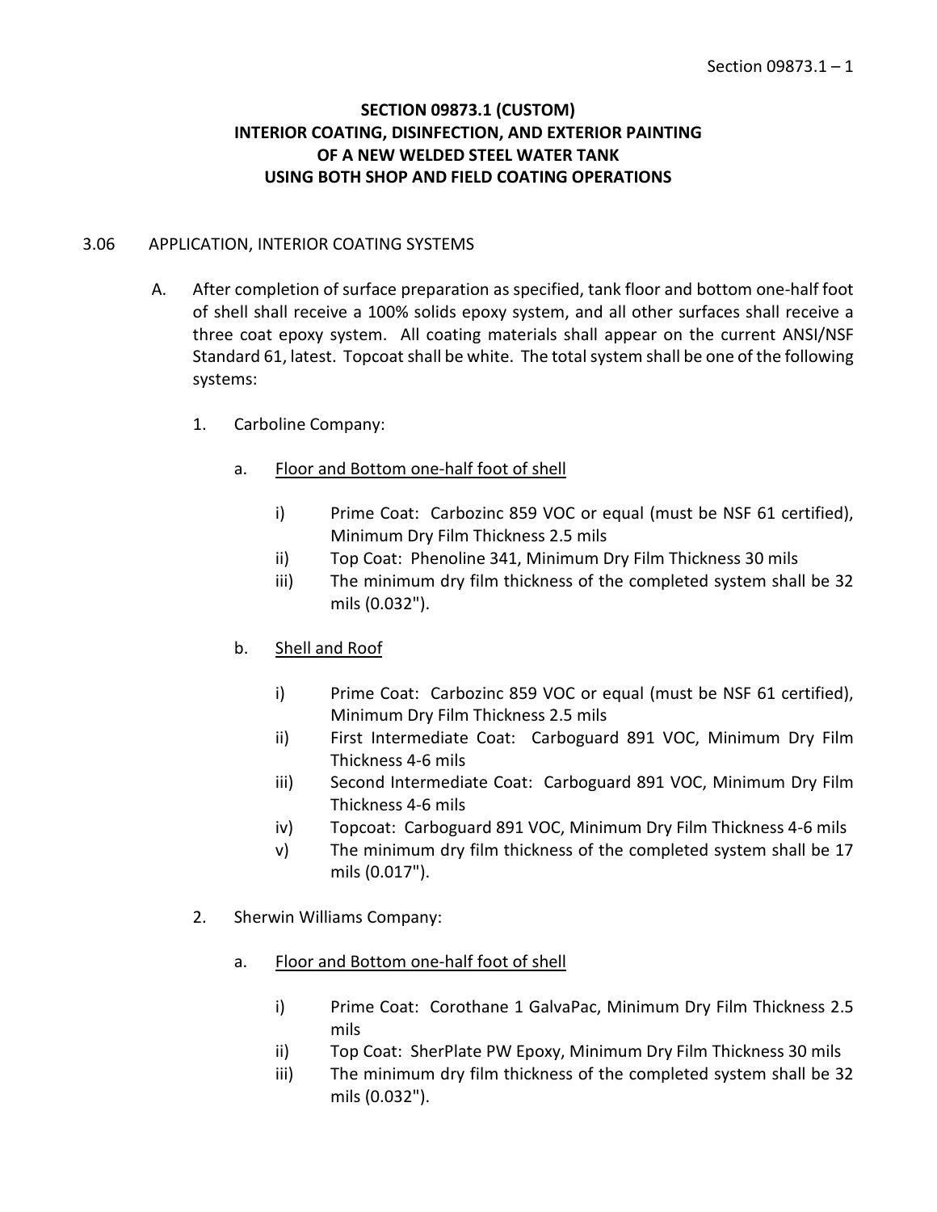# SECTION 09873.1 (CUSTOM)
# INTERIOR COATING, DISINFECTION, AND EXTERIOR PAINTING OF A NEW WELDED STEEL WATER TANK USING BOTH SHOP AND FIELD COATING OPERATIONS

## 3.06 APPLICATION, INTERIOR COATING SYSTEMS

A. After completion of surface preparation as specified, tank floor and bottom one-half foot of shell shall receive a 100% solids epoxy system, and all other surfaces shall receive a three coat epoxy system. All coating materials shall appear on the current ANSI/NSF Standard 61, latest. Topcoat shall be white. The total system shall be one of the following systems:

1. Carboline Company:

   a. <u>Floor and Bottom one-half foot of shell</u>

      i) Prime Coat: Carbozinc 859 VOC or equal (must be NSF 61 certified), Minimum Dry Film Thickness 2.5 mils
      ii) Top Coat: Phenoline 341, Minimum Dry Film Thickness 30 mils
      iii) The minimum dry film thickness of the completed system shall be 32 mils (0.032").

   b. <u>Shell and Roof</u>

      i) Prime Coat: Carbozinc 859 VOC or equal (must be NSF 61 certified), Minimum Dry Film Thickness 2.5 mils
      ii) First Intermediate Coat: Carboguard 891 VOC, Minimum Dry Film Thickness 4-6 mils
      iii) Second Intermediate Coat: Carboguard 891 VOC, Minimum Dry Film Thickness 4-6 mils
      iv) Topcoat: Carboguard 891 VOC, Minimum Dry Film Thickness 4-6 mils
      v) The minimum dry film thickness of the completed system shall be 17 mils (0.017").

2. Sherwin Williams Company:

   a. <u>Floor and Bottom one-half foot of shell</u>

      i) Prime Coat: Corothane 1 GalvaPac, Minimum Dry Film Thickness 2.5 mils
      ii) Top Coat: SherPlate PW Epoxy, Minimum Dry Film Thickness 30 mils
      iii) The minimum dry film thickness of the completed system shall be 32 mils (0.032").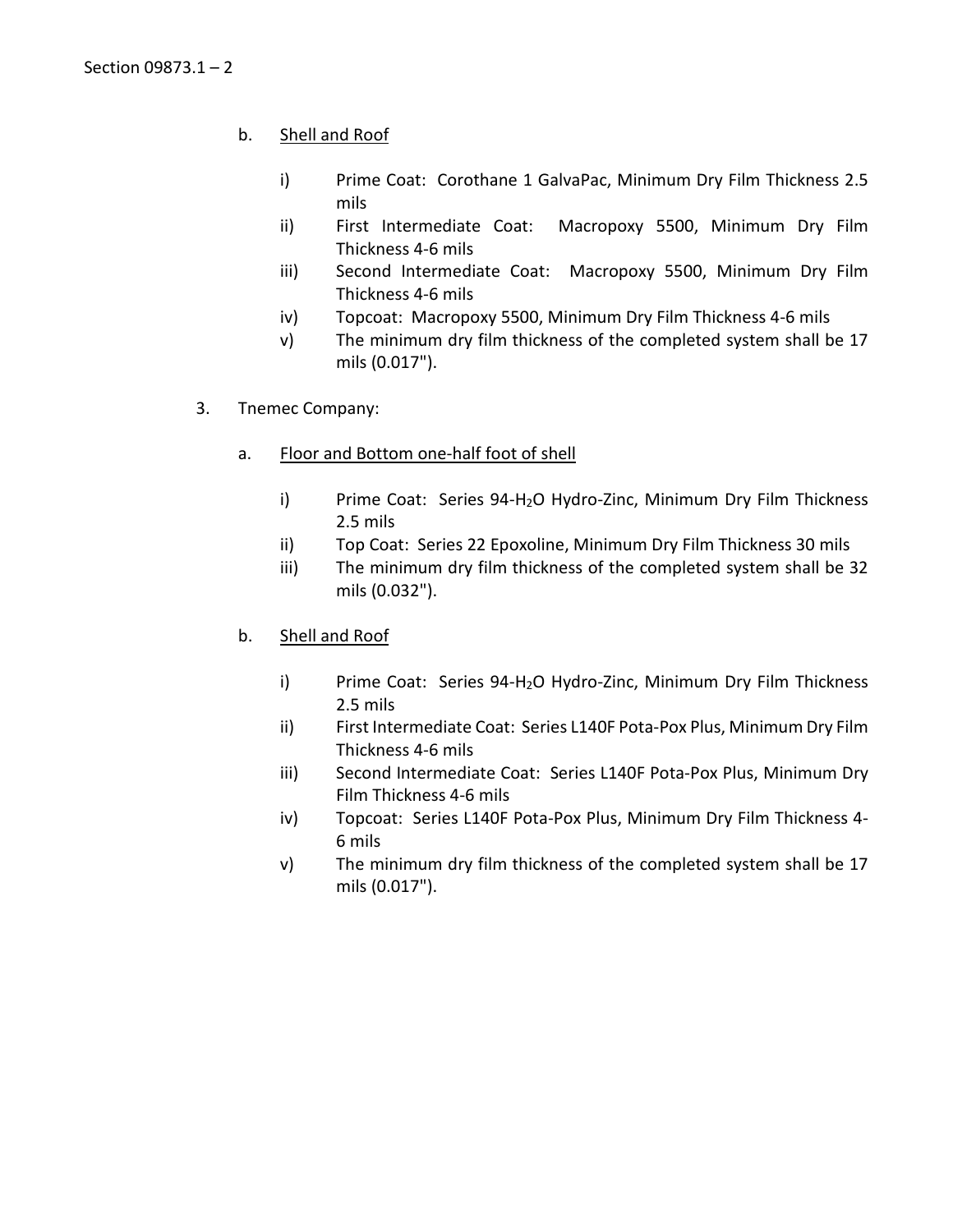b. <u>Shell and Roof</u>

   i) Prime Coat: Corothane 1 GalvaPac, Minimum Dry Film Thickness 2.5 mils
   ii) First Intermediate Coat: Macropoxy 5500, Minimum Dry Film Thickness 4-6 mils
   iii) Second Intermediate Coat: Macropoxy 5500, Minimum Dry Film Thickness 4-6 mils
   iv) Topcoat: Macropoxy 5500, Minimum Dry Film Thickness 4-6 mils
   v) The minimum dry film thickness of the completed system shall be 17 mils (0.017").

3. Tnemec Company:

   a. <u>Floor and Bottom one-half foot of shell</u>

      i) Prime Coat: Series 94-$H_2O$ Hydro-Zinc, Minimum Dry Film Thickness 2.5 mils
      ii) Top Coat: Series 22 Epoxoline, Minimum Dry Film Thickness 30 mils
      iii) The minimum dry film thickness of the completed system shall be 32 mils (0.032").

   b. <u>Shell and Roof</u>

      i) Prime Coat: Series 94-$H_2O$ Hydro-Zinc, Minimum Dry Film Thickness 2.5 mils
      ii) First Intermediate Coat: Series L140F Pota-Pox Plus, Minimum Dry Film Thickness 4-6 mils
      iii) Second Intermediate Coat: Series L140F Pota-Pox Plus, Minimum Dry Film Thickness 4-6 mils
      iv) Topcoat: Series L140F Pota-Pox Plus, Minimum Dry Film Thickness 4-6 mils
      v) The minimum dry film thickness of the completed system shall be 17 mils (0.017").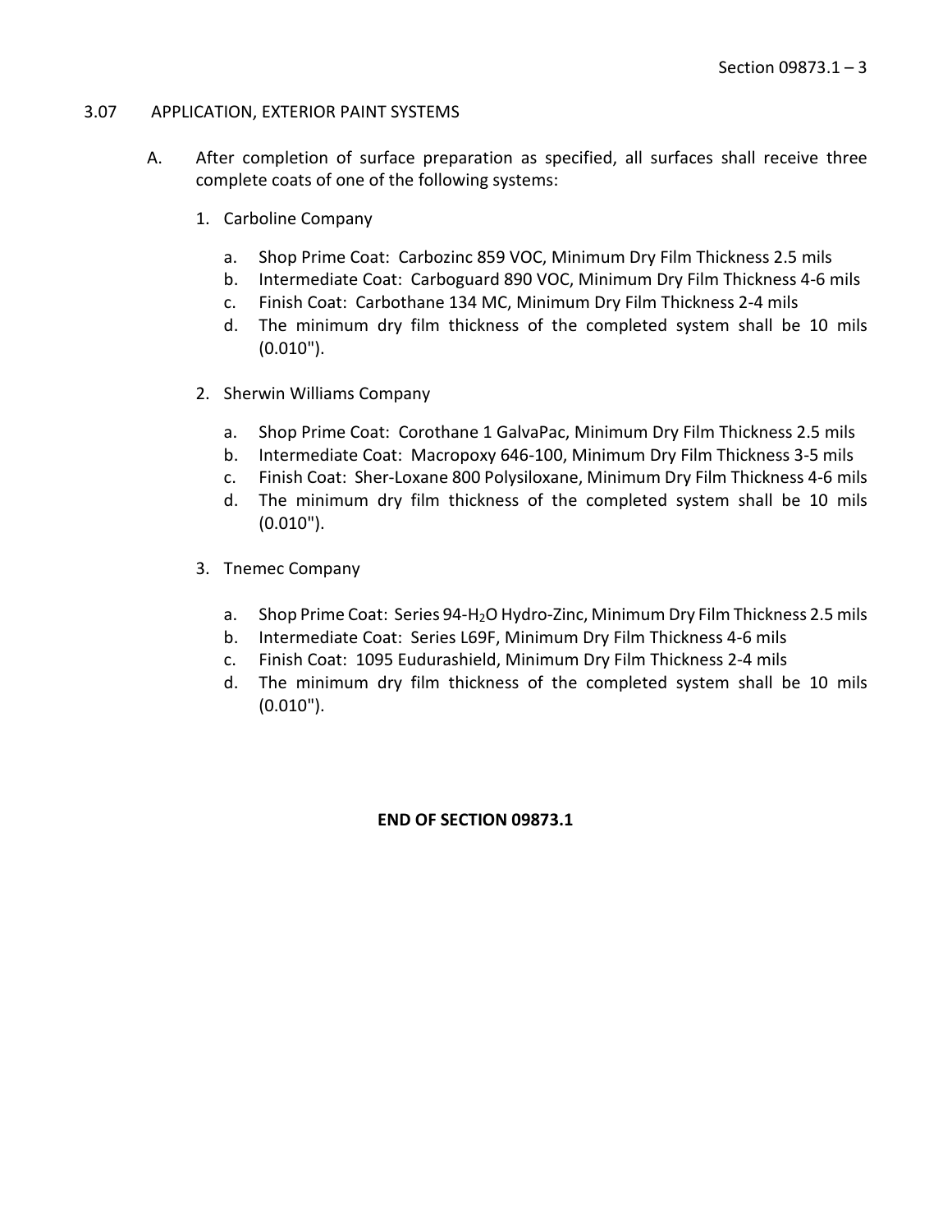## 3.07 APPLICATION, EXTERIOR PAINT SYSTEMS

A. After completion of surface preparation as specified, all surfaces shall receive three complete coats of one of the following systems:

1. Carboline Company

   a. Shop Prime Coat: Carbozinc 859 VOC, Minimum Dry Film Thickness 2.5 mils
   b. Intermediate Coat: Carboguard 890 VOC, Minimum Dry Film Thickness 4-6 mils
   c. Finish Coat: Carbothane 134 MC, Minimum Dry Film Thickness 2-4 mils
   d. The minimum dry film thickness of the completed system shall be 10 mils (0.010").

2. Sherwin Williams Company

   a. Shop Prime Coat: Corothane 1 GalvaPac, Minimum Dry Film Thickness 2.5 mils
   b. Intermediate Coat: Macropoxy 646-100, Minimum Dry Film Thickness 3-5 mils
   c. Finish Coat: Sher-Loxane 800 Polysiloxane, Minimum Dry Film Thickness 4-6 mils
   d. The minimum dry film thickness of the completed system shall be 10 mils (0.010").

3. Tnemec Company

   a. Shop Prime Coat: Series 94-$H_2O$ Hydro-Zinc, Minimum Dry Film Thickness 2.5 mils
   b. Intermediate Coat: Series L69F, Minimum Dry Film Thickness 4-6 mils
   c. Finish Coat: 1095 Eudurashield, Minimum Dry Film Thickness 2-4 mils
   d. The minimum dry film thickness of the completed system shall be 10 mils (0.010").

**END OF SECTION 09873.1**